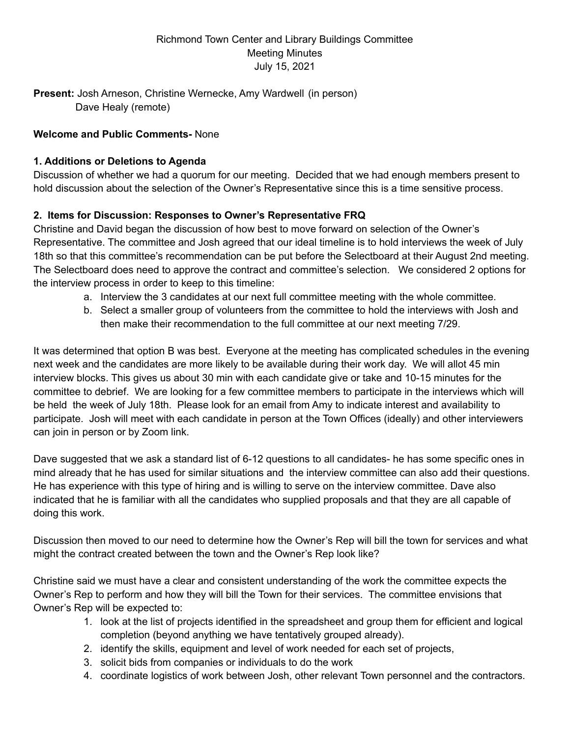Richmond Town Center and Library Buildings Committee
Meeting Minutes
July 15, 2021

**Present:** Josh Arneson, Christine Wernecke, Amy Wardwell (in person)
Dave Healy (remote)

**Welcome and Public Comments-** None

**1. Additions or Deletions to Agenda**

Discussion of whether we had a quorum for our meeting. Decided that we had enough members present to hold discussion about the selection of the Owner's Representative since this is a time sensitive process.

**2. Items for Discussion: Responses to Owner's Representative FRQ**

Christine and David began the discussion of how best to move forward on selection of the Owner's Representative. The committee and Josh agreed that our ideal timeline is to hold interviews the week of July 18th so that this committee's recommendation can be put before the Selectboard at their August 2nd meeting. The Selectboard does need to approve the contract and committee's selection. We considered 2 options for the interview process in order to keep to this timeline:

a. Interview the 3 candidates at our next full committee meeting with the whole committee.
b. Select a smaller group of volunteers from the committee to hold the interviews with Josh and then make their recommendation to the full committee at our next meeting 7/29.

It was determined that option B was best. Everyone at the meeting has complicated schedules in the evening next week and the candidates are more likely to be available during their work day. We will allot 45 min interview blocks. This gives us about 30 min with each candidate give or take and 10-15 minutes for the committee to debrief. We are looking for a few committee members to participate in the interviews which will be held the week of July 18th. Please look for an email from Amy to indicate interest and availability to participate. Josh will meet with each candidate in person at the Town Offices (ideally) and other interviewers can join in person or by Zoom link.

Dave suggested that we ask a standard list of 6-12 questions to all candidates- he has some specific ones in mind already that he has used for similar situations and the interview committee can also add their questions. He has experience with this type of hiring and is willing to serve on the interview committee. Dave also indicated that he is familiar with all the candidates who supplied proposals and that they are all capable of doing this work.

Discussion then moved to our need to determine how the Owner's Rep will bill the town for services and what might the contract created between the town and the Owner's Rep look like?

Christine said we must have a clear and consistent understanding of the work the committee expects the Owner's Rep to perform and how they will bill the Town for their services. The committee envisions that Owner's Rep will be expected to:

1. look at the list of projects identified in the spreadsheet and group them for efficient and logical completion (beyond anything we have tentatively grouped already).
2. identify the skills, equipment and level of work needed for each set of projects,
3. solicit bids from companies or individuals to do the work
4. coordinate logistics of work between Josh, other relevant Town personnel and the contractors.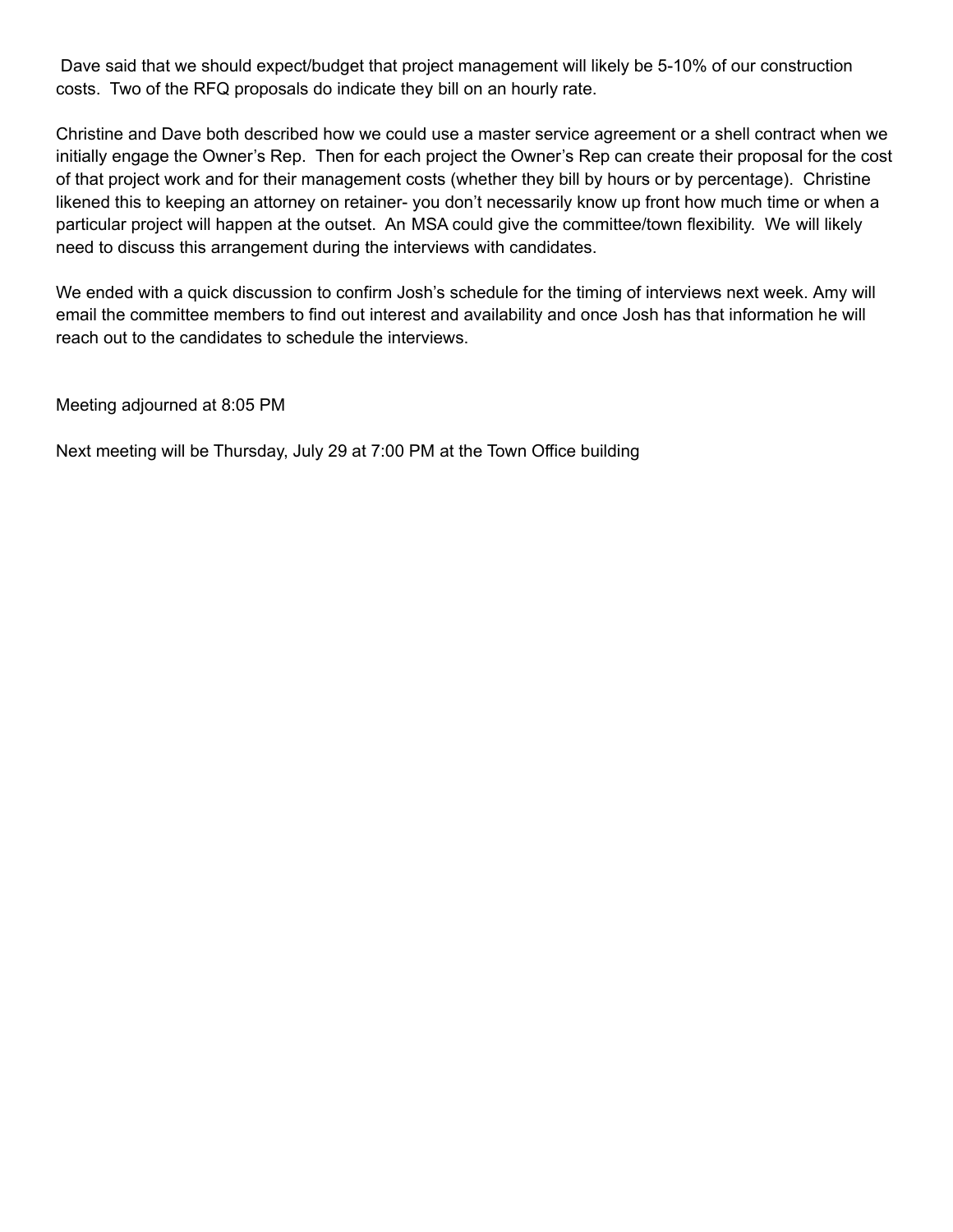Dave said that we should expect/budget that project management will likely be 5-10% of our construction costs.  Two of the RFQ proposals do indicate they bill on an hourly rate.

Christine and Dave both described how we could use a master service agreement or a shell contract when we initially engage the Owner's Rep.  Then for each project the Owner's Rep can create their proposal for the cost of that project work and for their management costs (whether they bill by hours or by percentage).  Christine likened this to keeping an attorney on retainer- you don't necessarily know up front how much time or when a particular project will happen at the outset.  An MSA could give the committee/town flexibility.  We will likely need to discuss this arrangement during the interviews with candidates.

We ended with a quick discussion to confirm Josh's schedule for the timing of interviews next week. Amy will email the committee members to find out interest and availability and once Josh has that information he will reach out to the candidates to schedule the interviews.

Meeting adjourned at 8:05 PM

Next meeting will be Thursday, July 29 at 7:00 PM at the Town Office building